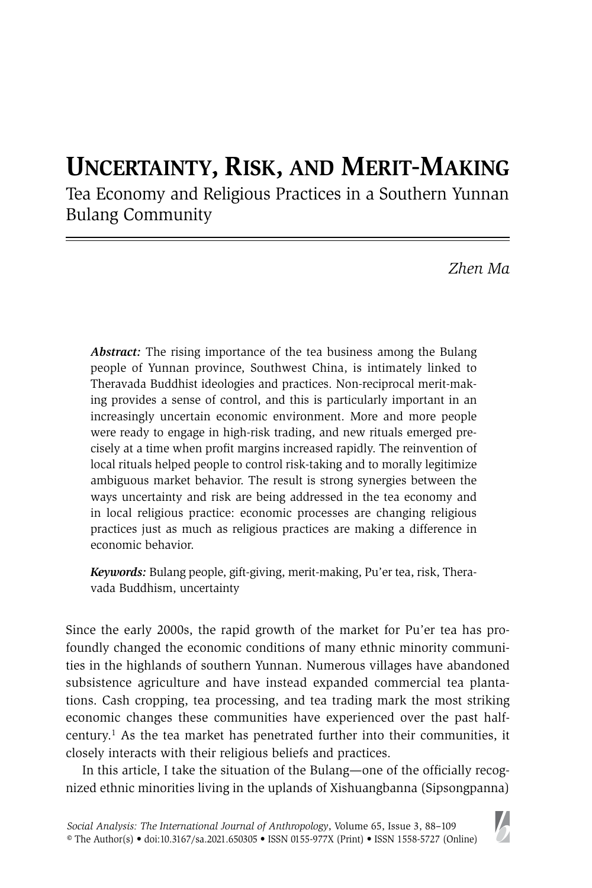# UNCERTAINTY, RISK, AND MERIT-MAKING

## Tea Economy and Religious Practices in a Southern Yunnan Bulang Community

*Zhen Ma*

***Abstract:*** The rising importance of the tea business among the Bulang people of Yunnan province, Southwest China, is intimately linked to Theravada Buddhist ideologies and practices. Non-reciprocal merit-making provides a sense of control, and this is particularly important in an increasingly uncertain economic environment. More and more people were ready to engage in high-risk trading, and new rituals emerged precisely at a time when profit margins increased rapidly. The reinvention of local rituals helped people to control risk-taking and to morally legitimize ambiguous market behavior. The result is strong synergies between the ways uncertainty and risk are being addressed in the tea economy and in local religious practice: economic processes are changing religious practices just as much as religious practices are making a difference in economic behavior.

***Keywords:*** Bulang people, gift-giving, merit-making, Pu'er tea, risk, Theravada Buddhism, uncertainty

Since the early 2000s, the rapid growth of the market for Pu'er tea has profoundly changed the economic conditions of many ethnic minority communities in the highlands of southern Yunnan. Numerous villages have abandoned subsistence agriculture and have instead expanded commercial tea plantations. Cash cropping, tea processing, and tea trading mark the most striking economic changes these communities have experienced over the past half-century.[1] As the tea market has penetrated further into their communities, it closely interacts with their religious beliefs and practices.

In this article, I take the situation of the Bulang—one of the officially recognized ethnic minorities living in the uplands of Xishuangbanna (Sipsongpanna)

*Social Analysis: The International Journal of Anthropology*, Volume 65, Issue 3, 88–109
© The Author(s) • doi:10.3167/sa.2021.650305 • ISSN 0155-977X (Print) • ISSN 1558-5727 (Online)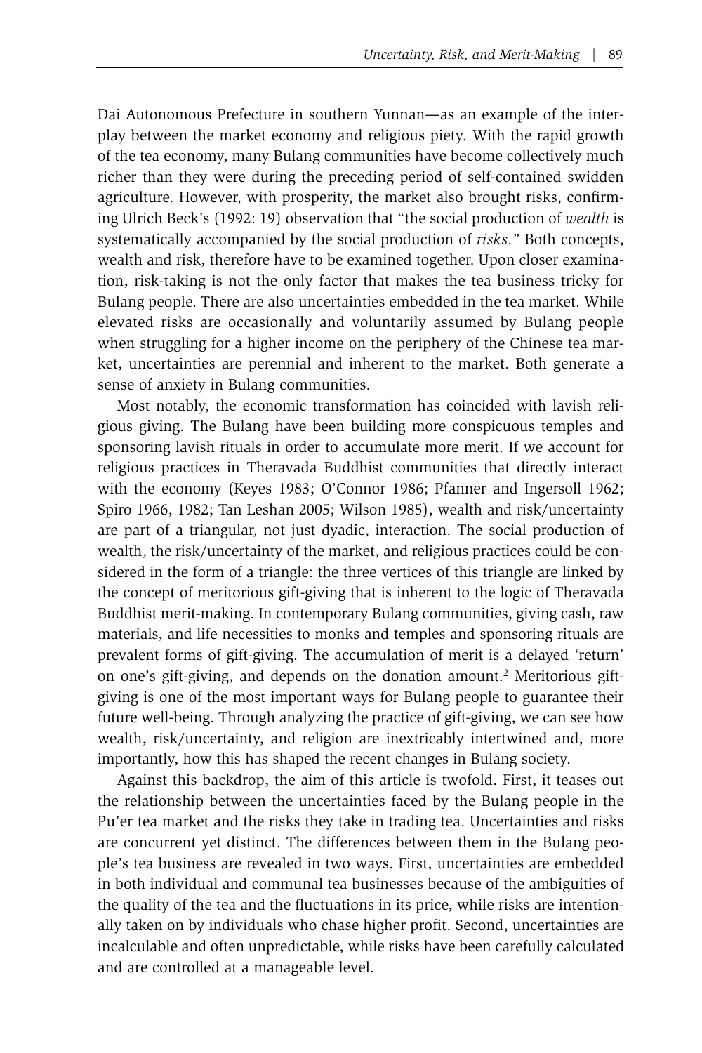Dai Autonomous Prefecture in southern Yunnan—as an example of the interplay between the market economy and religious piety. With the rapid growth of the tea economy, many Bulang communities have become collectively much richer than they were during the preceding period of self-contained swidden agriculture. However, with prosperity, the market also brought risks, confirming Ulrich Beck's (1992: 19) observation that "the social production of *wealth* is systematically accompanied by the social production of *risks*." Both concepts, wealth and risk, therefore have to be examined together. Upon closer examination, risk-taking is not the only factor that makes the tea business tricky for Bulang people. There are also uncertainties embedded in the tea market. While elevated risks are occasionally and voluntarily assumed by Bulang people when struggling for a higher income on the periphery of the Chinese tea market, uncertainties are perennial and inherent to the market. Both generate a sense of anxiety in Bulang communities.

Most notably, the economic transformation has coincided with lavish religious giving. The Bulang have been building more conspicuous temples and sponsoring lavish rituals in order to accumulate more merit. If we account for religious practices in Theravada Buddhist communities that directly interact with the economy (Keyes 1983; O'Connor 1986; Pfanner and Ingersoll 1962; Spiro 1966, 1982; Tan Leshan 2005; Wilson 1985), wealth and risk/uncertainty are part of a triangular, not just dyadic, interaction. The social production of wealth, the risk/uncertainty of the market, and religious practices could be considered in the form of a triangle: the three vertices of this triangle are linked by the concept of meritorious gift-giving that is inherent to the logic of Theravada Buddhist merit-making. In contemporary Bulang communities, giving cash, raw materials, and life necessities to monks and temples and sponsoring rituals are prevalent forms of gift-giving. The accumulation of merit is a delayed 'return' on one's gift-giving, and depends on the donation amount.[2] Meritorious gift-giving is one of the most important ways for Bulang people to guarantee their future well-being. Through analyzing the practice of gift-giving, we can see how wealth, risk/uncertainty, and religion are inextricably intertwined and, more importantly, how this has shaped the recent changes in Bulang society.

Against this backdrop, the aim of this article is twofold. First, it teases out the relationship between the uncertainties faced by the Bulang people in the Pu'er tea market and the risks they take in trading tea. Uncertainties and risks are concurrent yet distinct. The differences between them in the Bulang people's tea business are revealed in two ways. First, uncertainties are embedded in both individual and communal tea businesses because of the ambiguities of the quality of the tea and the fluctuations in its price, while risks are intentionally taken on by individuals who chase higher profit. Second, uncertainties are incalculable and often unpredictable, while risks have been carefully calculated and are controlled at a manageable level.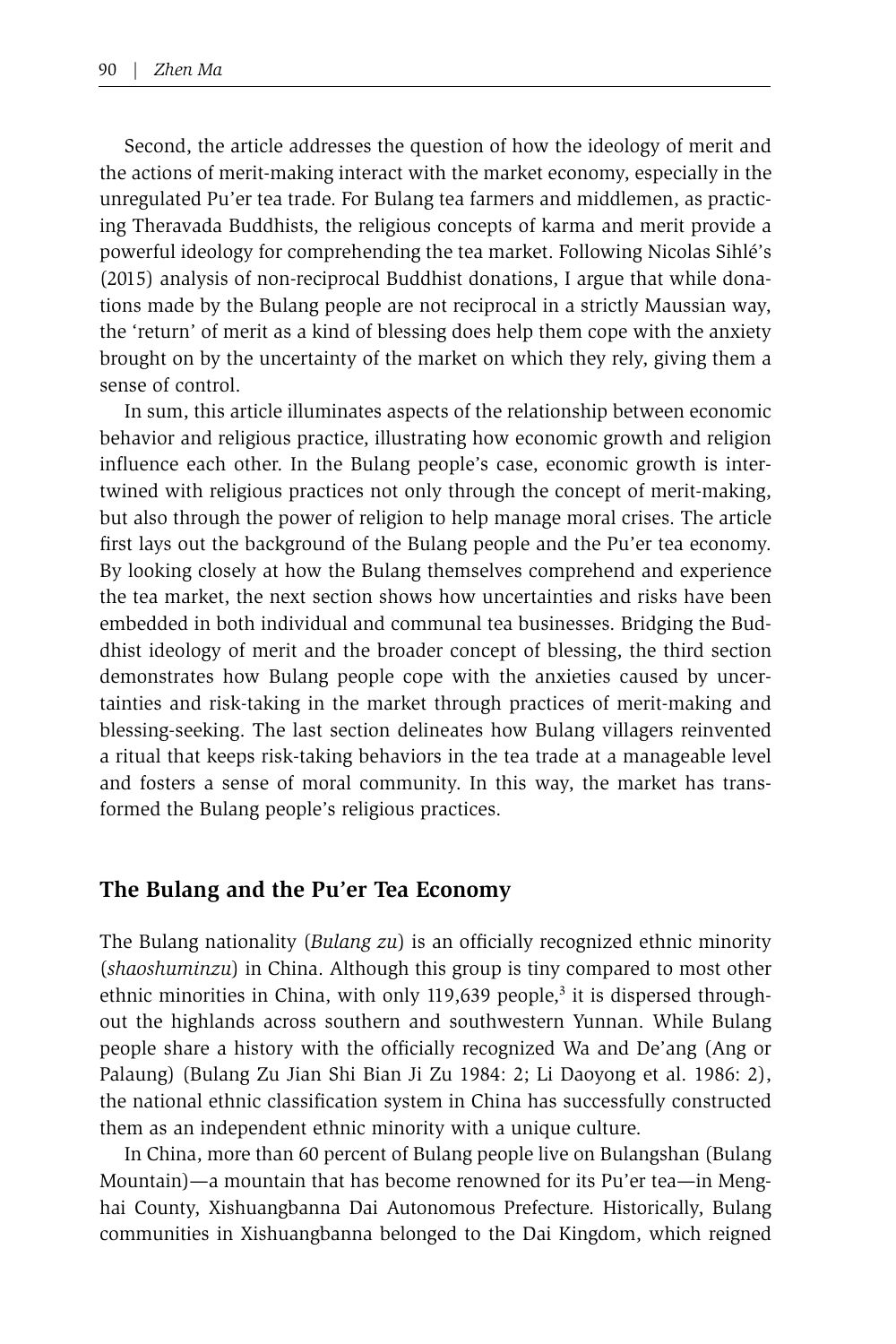Second, the article addresses the question of how the ideology of merit and the actions of merit-making interact with the market economy, especially in the unregulated Pu'er tea trade. For Bulang tea farmers and middlemen, as practicing Theravada Buddhists, the religious concepts of karma and merit provide a powerful ideology for comprehending the tea market. Following Nicolas Sihlé's (2015) analysis of non-reciprocal Buddhist donations, I argue that while donations made by the Bulang people are not reciprocal in a strictly Maussian way, the 'return' of merit as a kind of blessing does help them cope with the anxiety brought on by the uncertainty of the market on which they rely, giving them a sense of control.

In sum, this article illuminates aspects of the relationship between economic behavior and religious practice, illustrating how economic growth and religion influence each other. In the Bulang people's case, economic growth is intertwined with religious practices not only through the concept of merit-making, but also through the power of religion to help manage moral crises. The article first lays out the background of the Bulang people and the Pu'er tea economy. By looking closely at how the Bulang themselves comprehend and experience the tea market, the next section shows how uncertainties and risks have been embedded in both individual and communal tea businesses. Bridging the Buddhist ideology of merit and the broader concept of blessing, the third section demonstrates how Bulang people cope with the anxieties caused by uncertainties and risk-taking in the market through practices of merit-making and blessing-seeking. The last section delineates how Bulang villagers reinvented a ritual that keeps risk-taking behaviors in the tea trade at a manageable level and fosters a sense of moral community. In this way, the market has transformed the Bulang people's religious practices.

## The Bulang and the Pu'er Tea Economy

The Bulang nationality (*Bulang zu*) is an officially recognized ethnic minority (*shaoshuminzu*) in China. Although this group is tiny compared to most other ethnic minorities in China, with only 119,639 people,[3] it is dispersed throughout the highlands across southern and southwestern Yunnan. While Bulang people share a history with the officially recognized Wa and De'ang (Ang or Palaung) (Bulang Zu Jian Shi Bian Ji Zu 1984: 2; Li Daoyong et al. 1986: 2), the national ethnic classification system in China has successfully constructed them as an independent ethnic minority with a unique culture.

In China, more than 60 percent of Bulang people live on Bulangshan (Bulang Mountain)—a mountain that has become renowned for its Pu'er tea—in Menghai County, Xishuangbanna Dai Autonomous Prefecture. Historically, Bulang communities in Xishuangbanna belonged to the Dai Kingdom, which reigned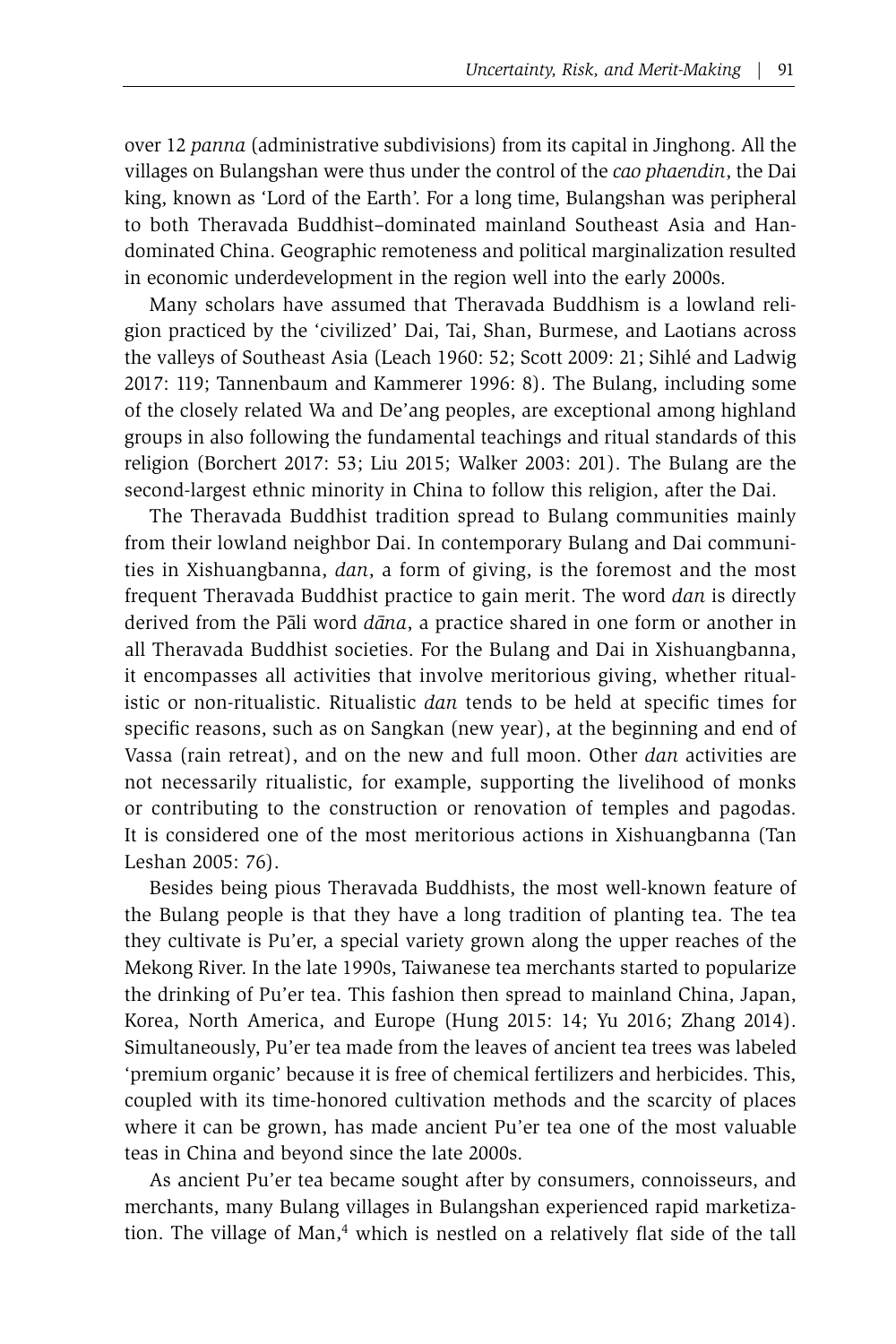over 12 *panna* (administrative subdivisions) from its capital in Jinghong. All the villages on Bulangshan were thus under the control of the *cao phaendin*, the Dai king, known as 'Lord of the Earth'. For a long time, Bulangshan was peripheral to both Theravada Buddhist–dominated mainland Southeast Asia and Han-dominated China. Geographic remoteness and political marginalization resulted in economic underdevelopment in the region well into the early 2000s.

Many scholars have assumed that Theravada Buddhism is a lowland religion practiced by the 'civilized' Dai, Tai, Shan, Burmese, and Laotians across the valleys of Southeast Asia (Leach 1960: 52; Scott 2009: 21; Sihlé and Ladwig 2017: 119; Tannenbaum and Kammerer 1996: 8). The Bulang, including some of the closely related Wa and De'ang peoples, are exceptional among highland groups in also following the fundamental teachings and ritual standards of this religion (Borchert 2017: 53; Liu 2015; Walker 2003: 201). The Bulang are the second-largest ethnic minority in China to follow this religion, after the Dai.

The Theravada Buddhist tradition spread to Bulang communities mainly from their lowland neighbor Dai. In contemporary Bulang and Dai communities in Xishuangbanna, *dan*, a form of giving, is the foremost and the most frequent Theravada Buddhist practice to gain merit. The word *dan* is directly derived from the Pāli word *dāna*, a practice shared in one form or another in all Theravada Buddhist societies. For the Bulang and Dai in Xishuangbanna, it encompasses all activities that involve meritorious giving, whether ritualistic or non-ritualistic. Ritualistic *dan* tends to be held at specific times for specific reasons, such as on Sangkan (new year), at the beginning and end of Vassa (rain retreat), and on the new and full moon. Other *dan* activities are not necessarily ritualistic, for example, supporting the livelihood of monks or contributing to the construction or renovation of temples and pagodas. It is considered one of the most meritorious actions in Xishuangbanna (Tan Leshan 2005: 76).

Besides being pious Theravada Buddhists, the most well-known feature of the Bulang people is that they have a long tradition of planting tea. The tea they cultivate is Pu'er, a special variety grown along the upper reaches of the Mekong River. In the late 1990s, Taiwanese tea merchants started to popularize the drinking of Pu'er tea. This fashion then spread to mainland China, Japan, Korea, North America, and Europe (Hung 2015: 14; Yu 2016; Zhang 2014). Simultaneously, Pu'er tea made from the leaves of ancient tea trees was labeled 'premium organic' because it is free of chemical fertilizers and herbicides. This, coupled with its time-honored cultivation methods and the scarcity of places where it can be grown, has made ancient Pu'er tea one of the most valuable teas in China and beyond since the late 2000s.

As ancient Pu'er tea became sought after by consumers, connoisseurs, and merchants, many Bulang villages in Bulangshan experienced rapid marketization. The village of Man,[4] which is nestled on a relatively flat side of the tall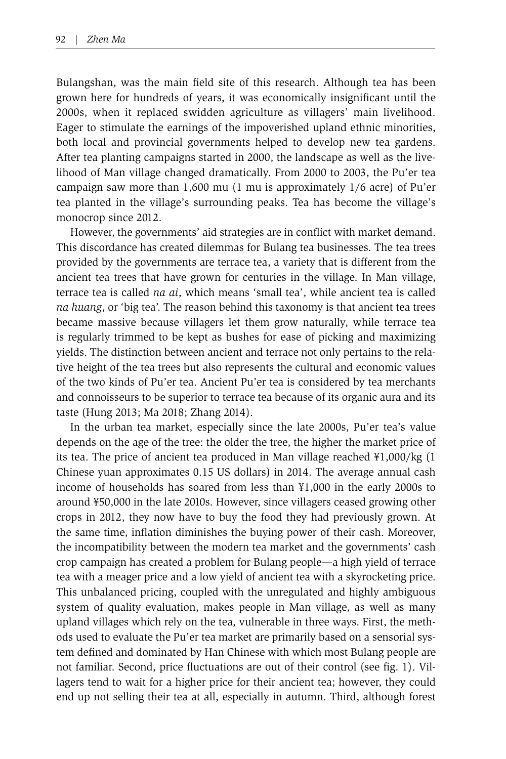Bulangshan, was the main field site of this research. Although tea has been grown here for hundreds of years, it was economically insignificant until the 2000s, when it replaced swidden agriculture as villagers' main livelihood. Eager to stimulate the earnings of the impoverished upland ethnic minorities, both local and provincial governments helped to develop new tea gardens. After tea planting campaigns started in 2000, the landscape as well as the livelihood of Man village changed dramatically. From 2000 to 2003, the Pu'er tea campaign saw more than 1,600 mu (1 mu is approximately 1/6 acre) of Pu'er tea planted in the village's surrounding peaks. Tea has become the village's monocrop since 2012.

However, the governments' aid strategies are in conflict with market demand. This discordance has created dilemmas for Bulang tea businesses. The tea trees provided by the governments are terrace tea, a variety that is different from the ancient tea trees that have grown for centuries in the village. In Man village, terrace tea is called *na ai*, which means 'small tea', while ancient tea is called *na huang*, or 'big tea'. The reason behind this taxonomy is that ancient tea trees became massive because villagers let them grow naturally, while terrace tea is regularly trimmed to be kept as bushes for ease of picking and maximizing yields. The distinction between ancient and terrace not only pertains to the relative height of the tea trees but also represents the cultural and economic values of the two kinds of Pu'er tea. Ancient Pu'er tea is considered by tea merchants and connoisseurs to be superior to terrace tea because of its organic aura and its taste (Hung 2013; Ma 2018; Zhang 2014).

In the urban tea market, especially since the late 2000s, Pu'er tea's value depends on the age of the tree: the older the tree, the higher the market price of its tea. The price of ancient tea produced in Man village reached ¥1,000/kg (1 Chinese yuan approximates 0.15 US dollars) in 2014. The average annual cash income of households has soared from less than ¥1,000 in the early 2000s to around ¥50,000 in the late 2010s. However, since villagers ceased growing other crops in 2012, they now have to buy the food they had previously grown. At the same time, inflation diminishes the buying power of their cash. Moreover, the incompatibility between the modern tea market and the governments' cash crop campaign has created a problem for Bulang people—a high yield of terrace tea with a meager price and a low yield of ancient tea with a skyrocketing price. This unbalanced pricing, coupled with the unregulated and highly ambiguous system of quality evaluation, makes people in Man village, as well as many upland villages which rely on the tea, vulnerable in three ways. First, the methods used to evaluate the Pu'er tea market are primarily based on a sensorial system defined and dominated by Han Chinese with which most Bulang people are not familiar. Second, price fluctuations are out of their control (see fig. 1). Villagers tend to wait for a higher price for their ancient tea; however, they could end up not selling their tea at all, especially in autumn. Third, although forest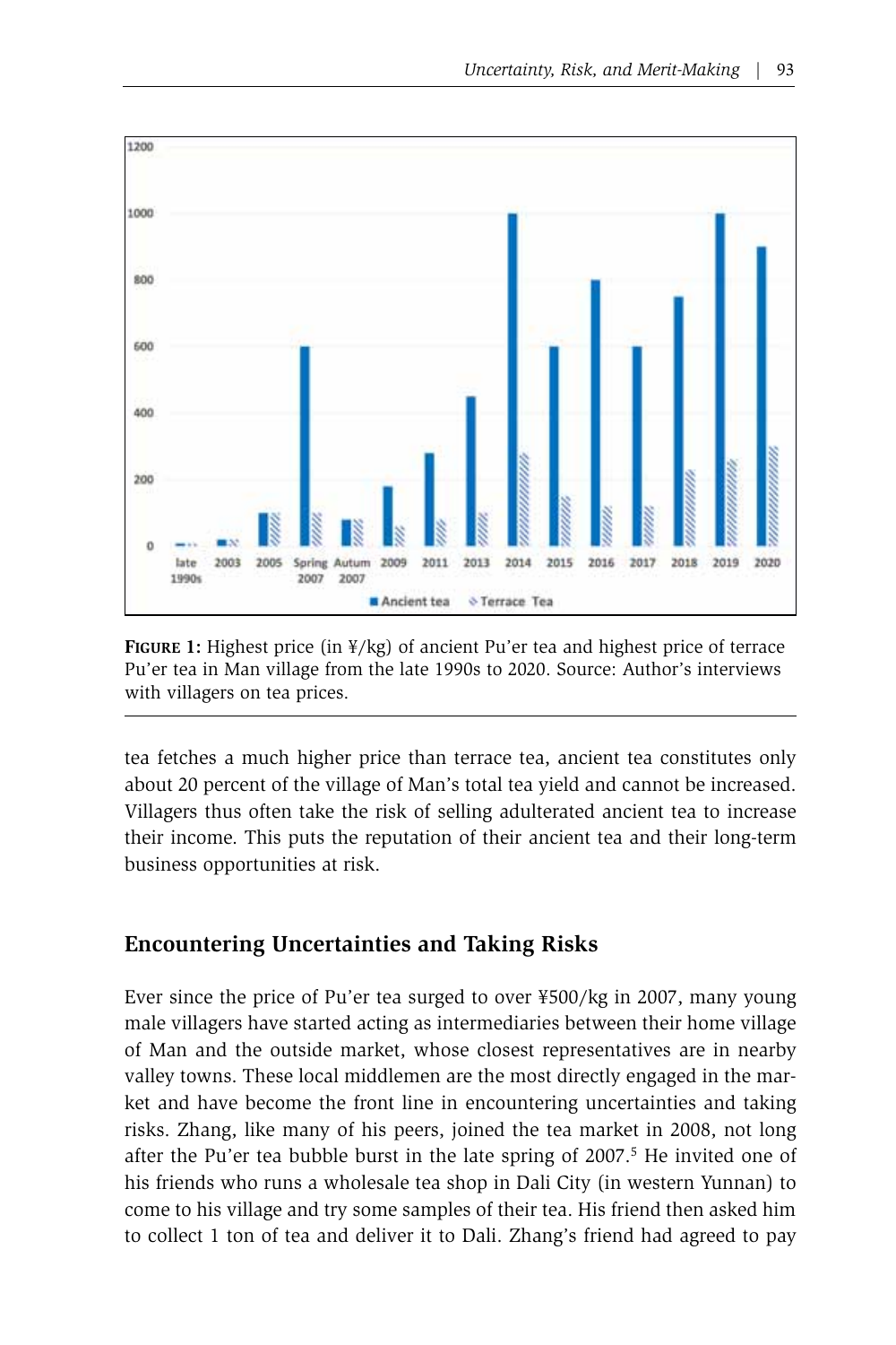1200

1000

800

600

400

200

0

late 1990s 2003 2005 Spring 2007 Autum 2007 2009 2011 2013 2014 2015 2016 2017 2018 2019 2020

Ancient tea  Terrace Tea

**Figure 1:** Highest price (in ¥/kg) of ancient Pu'er tea and highest price of terrace Pu'er tea in Man village from the late 1990s to 2020. Source: Author's interviews with villagers on tea prices.

tea fetches a much higher price than terrace tea, ancient tea constitutes only about 20 percent of the village of Man's total tea yield and cannot be increased. Villagers thus often take the risk of selling adulterated ancient tea to increase their income. This puts the reputation of their ancient tea and their long-term business opportunities at risk.

## Encountering Uncertainties and Taking Risks

Ever since the price of Pu'er tea surged to over ¥500/kg in 2007, many young male villagers have started acting as intermediaries between their home village of Man and the outside market, whose closest representatives are in nearby valley towns. These local middlemen are the most directly engaged in the market and have become the front line in encountering uncertainties and taking risks. Zhang, like many of his peers, joined the tea market in 2008, not long after the Pu'er tea bubble burst in the late spring of 2007.[5] He invited one of his friends who runs a wholesale tea shop in Dali City (in western Yunnan) to come to his village and try some samples of their tea. His friend then asked him to collect 1 ton of tea and deliver it to Dali. Zhang's friend had agreed to pay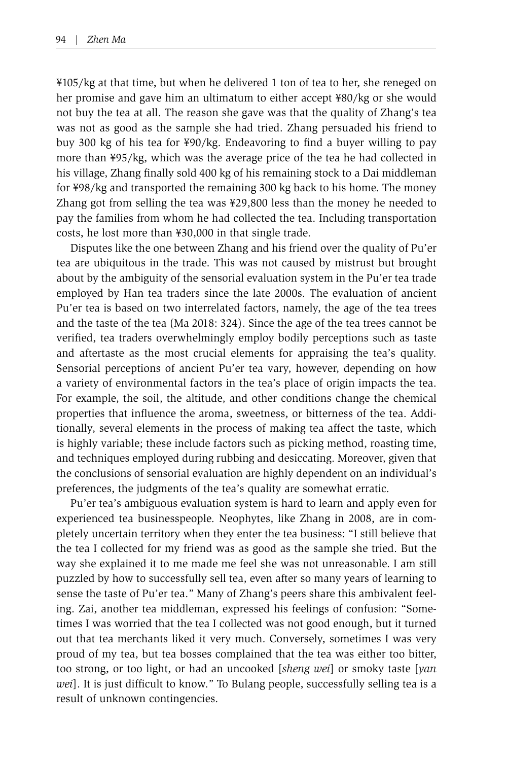¥105/kg at that time, but when he delivered 1 ton of tea to her, she reneged on her promise and gave him an ultimatum to either accept ¥80/kg or she would not buy the tea at all. The reason she gave was that the quality of Zhang's tea was not as good as the sample she had tried. Zhang persuaded his friend to buy 300 kg of his tea for ¥90/kg. Endeavoring to find a buyer willing to pay more than ¥95/kg, which was the average price of the tea he had collected in his village, Zhang finally sold 400 kg of his remaining stock to a Dai middleman for ¥98/kg and transported the remaining 300 kg back to his home. The money Zhang got from selling the tea was ¥29,800 less than the money he needed to pay the families from whom he had collected the tea. Including transportation costs, he lost more than ¥30,000 in that single trade.

Disputes like the one between Zhang and his friend over the quality of Pu'er tea are ubiquitous in the trade. This was not caused by mistrust but brought about by the ambiguity of the sensorial evaluation system in the Pu'er tea trade employed by Han tea traders since the late 2000s. The evaluation of ancient Pu'er tea is based on two interrelated factors, namely, the age of the tea trees and the taste of the tea (Ma 2018: 324). Since the age of the tea trees cannot be verified, tea traders overwhelmingly employ bodily perceptions such as taste and aftertaste as the most crucial elements for appraising the tea's quality. Sensorial perceptions of ancient Pu'er tea vary, however, depending on how a variety of environmental factors in the tea's place of origin impacts the tea. For example, the soil, the altitude, and other conditions change the chemical properties that influence the aroma, sweetness, or bitterness of the tea. Additionally, several elements in the process of making tea affect the taste, which is highly variable; these include factors such as picking method, roasting time, and techniques employed during rubbing and desiccating. Moreover, given that the conclusions of sensorial evaluation are highly dependent on an individual's preferences, the judgments of the tea's quality are somewhat erratic.

Pu'er tea's ambiguous evaluation system is hard to learn and apply even for experienced tea businesspeople. Neophytes, like Zhang in 2008, are in completely uncertain territory when they enter the tea business: "I still believe that the tea I collected for my friend was as good as the sample she tried. But the way she explained it to me made me feel she was not unreasonable. I am still puzzled by how to successfully sell tea, even after so many years of learning to sense the taste of Pu'er tea." Many of Zhang's peers share this ambivalent feeling. Zai, another tea middleman, expressed his feelings of confusion: "Sometimes I was worried that the tea I collected was not good enough, but it turned out that tea merchants liked it very much. Conversely, sometimes I was very proud of my tea, but tea bosses complained that the tea was either too bitter, too strong, or too light, or had an uncooked [*sheng wei*] or smoky taste [*yan wei*]. It is just difficult to know." To Bulang people, successfully selling tea is a result of unknown contingencies.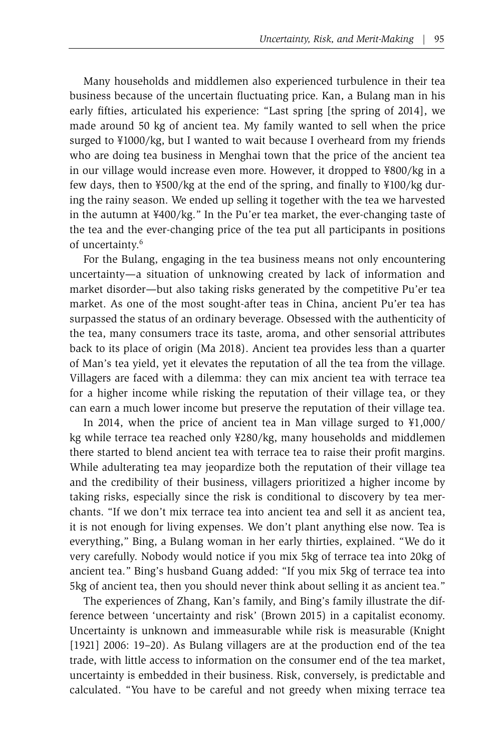Many households and middlemen also experienced turbulence in their tea business because of the uncertain fluctuating price. Kan, a Bulang man in his early fifties, articulated his experience: "Last spring [the spring of 2014], we made around 50 kg of ancient tea. My family wanted to sell when the price surged to ¥1000/kg, but I wanted to wait because I overheard from my friends who are doing tea business in Menghai town that the price of the ancient tea in our village would increase even more. However, it dropped to ¥800/kg in a few days, then to ¥500/kg at the end of the spring, and finally to ¥100/kg during the rainy season. We ended up selling it together with the tea we harvested in the autumn at ¥400/kg." In the Pu'er tea market, the ever-changing taste of the tea and the ever-changing price of the tea put all participants in positions of uncertainty.[6]

For the Bulang, engaging in the tea business means not only encountering uncertainty—a situation of unknowing created by lack of information and market disorder—but also taking risks generated by the competitive Pu'er tea market. As one of the most sought-after teas in China, ancient Pu'er tea has surpassed the status of an ordinary beverage. Obsessed with the authenticity of the tea, many consumers trace its taste, aroma, and other sensorial attributes back to its place of origin (Ma 2018). Ancient tea provides less than a quarter of Man's tea yield, yet it elevates the reputation of all the tea from the village. Villagers are faced with a dilemma: they can mix ancient tea with terrace tea for a higher income while risking the reputation of their village tea, or they can earn a much lower income but preserve the reputation of their village tea.

In 2014, when the price of ancient tea in Man village surged to ¥1,000/kg while terrace tea reached only ¥280/kg, many households and middlemen there started to blend ancient tea with terrace tea to raise their profit margins. While adulterating tea may jeopardize both the reputation of their village tea and the credibility of their business, villagers prioritized a higher income by taking risks, especially since the risk is conditional to discovery by tea merchants. "If we don't mix terrace tea into ancient tea and sell it as ancient tea, it is not enough for living expenses. We don't plant anything else now. Tea is everything," Bing, a Bulang woman in her early thirties, explained. "We do it very carefully. Nobody would notice if you mix 5kg of terrace tea into 20kg of ancient tea." Bing's husband Guang added: "If you mix 5kg of terrace tea into 5kg of ancient tea, then you should never think about selling it as ancient tea."

The experiences of Zhang, Kan's family, and Bing's family illustrate the difference between 'uncertainty and risk' (Brown 2015) in a capitalist economy. Uncertainty is unknown and immeasurable while risk is measurable (Knight [1921] 2006: 19–20). As Bulang villagers are at the production end of the tea trade, with little access to information on the consumer end of the tea market, uncertainty is embedded in their business. Risk, conversely, is predictable and calculated. "You have to be careful and not greedy when mixing terrace tea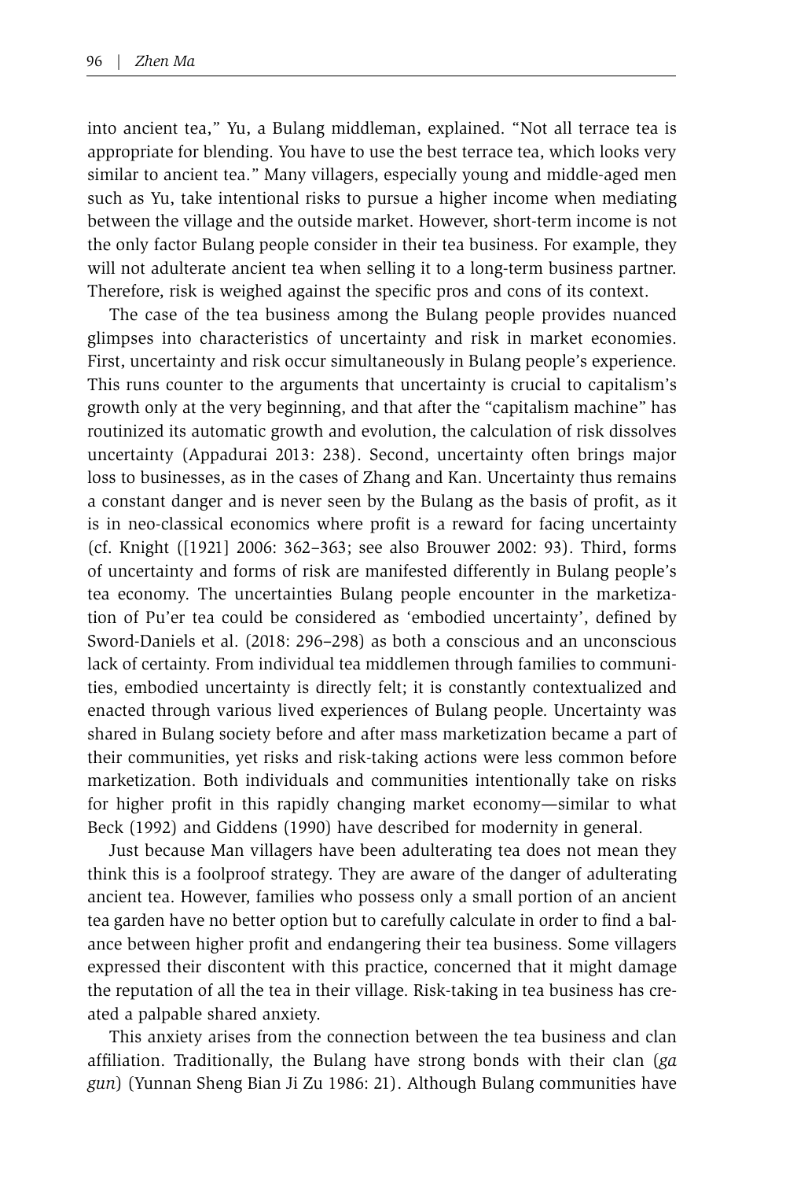into ancient tea," Yu, a Bulang middleman, explained. "Not all terrace tea is appropriate for blending. You have to use the best terrace tea, which looks very similar to ancient tea." Many villagers, especially young and middle-aged men such as Yu, take intentional risks to pursue a higher income when mediating between the village and the outside market. However, short-term income is not the only factor Bulang people consider in their tea business. For example, they will not adulterate ancient tea when selling it to a long-term business partner. Therefore, risk is weighed against the specific pros and cons of its context.

The case of the tea business among the Bulang people provides nuanced glimpses into characteristics of uncertainty and risk in market economies. First, uncertainty and risk occur simultaneously in Bulang people's experience. This runs counter to the arguments that uncertainty is crucial to capitalism's growth only at the very beginning, and that after the "capitalism machine" has routinized its automatic growth and evolution, the calculation of risk dissolves uncertainty (Appadurai 2013: 238). Second, uncertainty often brings major loss to businesses, as in the cases of Zhang and Kan. Uncertainty thus remains a constant danger and is never seen by the Bulang as the basis of profit, as it is in neo-classical economics where profit is a reward for facing uncertainty (cf. Knight ([1921] 2006: 362–363; see also Brouwer 2002: 93). Third, forms of uncertainty and forms of risk are manifested differently in Bulang people's tea economy. The uncertainties Bulang people encounter in the marketization of Pu'er tea could be considered as 'embodied uncertainty', defined by Sword-Daniels et al. (2018: 296–298) as both a conscious and an unconscious lack of certainty. From individual tea middlemen through families to communities, embodied uncertainty is directly felt; it is constantly contextualized and enacted through various lived experiences of Bulang people. Uncertainty was shared in Bulang society before and after mass marketization became a part of their communities, yet risks and risk-taking actions were less common before marketization. Both individuals and communities intentionally take on risks for higher profit in this rapidly changing market economy—similar to what Beck (1992) and Giddens (1990) have described for modernity in general.

Just because Man villagers have been adulterating tea does not mean they think this is a foolproof strategy. They are aware of the danger of adulterating ancient tea. However, families who possess only a small portion of an ancient tea garden have no better option but to carefully calculate in order to find a balance between higher profit and endangering their tea business. Some villagers expressed their discontent with this practice, concerned that it might damage the reputation of all the tea in their village. Risk-taking in tea business has created a palpable shared anxiety.

This anxiety arises from the connection between the tea business and clan affiliation. Traditionally, the Bulang have strong bonds with their clan (*ga gun*) (Yunnan Sheng Bian Ji Zu 1986: 21). Although Bulang communities have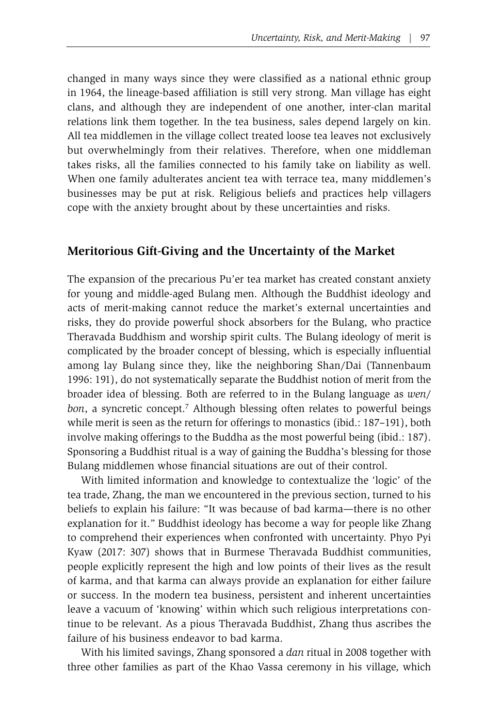changed in many ways since they were classified as a national ethnic group in 1964, the lineage-based affiliation is still very strong. Man village has eight clans, and although they are independent of one another, inter-clan marital relations link them together. In the tea business, sales depend largely on kin. All tea middlemen in the village collect treated loose tea leaves not exclusively but overwhelmingly from their relatives. Therefore, when one middleman takes risks, all the families connected to his family take on liability as well. When one family adulterates ancient tea with terrace tea, many middlemen's businesses may be put at risk. Religious beliefs and practices help villagers cope with the anxiety brought about by these uncertainties and risks.

## Meritorious Gift-Giving and the Uncertainty of the Market

The expansion of the precarious Pu'er tea market has created constant anxiety for young and middle-aged Bulang men. Although the Buddhist ideology and acts of merit-making cannot reduce the market's external uncertainties and risks, they do provide powerful shock absorbers for the Bulang, who practice Theravada Buddhism and worship spirit cults. The Bulang ideology of merit is complicated by the broader concept of blessing, which is especially influential among lay Bulang since they, like the neighboring Shan/Dai (Tannenbaum 1996: 191), do not systematically separate the Buddhist notion of merit from the broader idea of blessing. Both are referred to in the Bulang language as *wen/bon*, a syncretic concept.[7] Although blessing often relates to powerful beings while merit is seen as the return for offerings to monastics (ibid.: 187–191), both involve making offerings to the Buddha as the most powerful being (ibid.: 187). Sponsoring a Buddhist ritual is a way of gaining the Buddha's blessing for those Bulang middlemen whose financial situations are out of their control.

With limited information and knowledge to contextualize the 'logic' of the tea trade, Zhang, the man we encountered in the previous section, turned to his beliefs to explain his failure: "It was because of bad karma—there is no other explanation for it." Buddhist ideology has become a way for people like Zhang to comprehend their experiences when confronted with uncertainty. Phyo Pyi Kyaw (2017: 307) shows that in Burmese Theravada Buddhist communities, people explicitly represent the high and low points of their lives as the result of karma, and that karma can always provide an explanation for either failure or success. In the modern tea business, persistent and inherent uncertainties leave a vacuum of 'knowing' within which such religious interpretations continue to be relevant. As a pious Theravada Buddhist, Zhang thus ascribes the failure of his business endeavor to bad karma.

With his limited savings, Zhang sponsored a *dan* ritual in 2008 together with three other families as part of the Khao Vassa ceremony in his village, which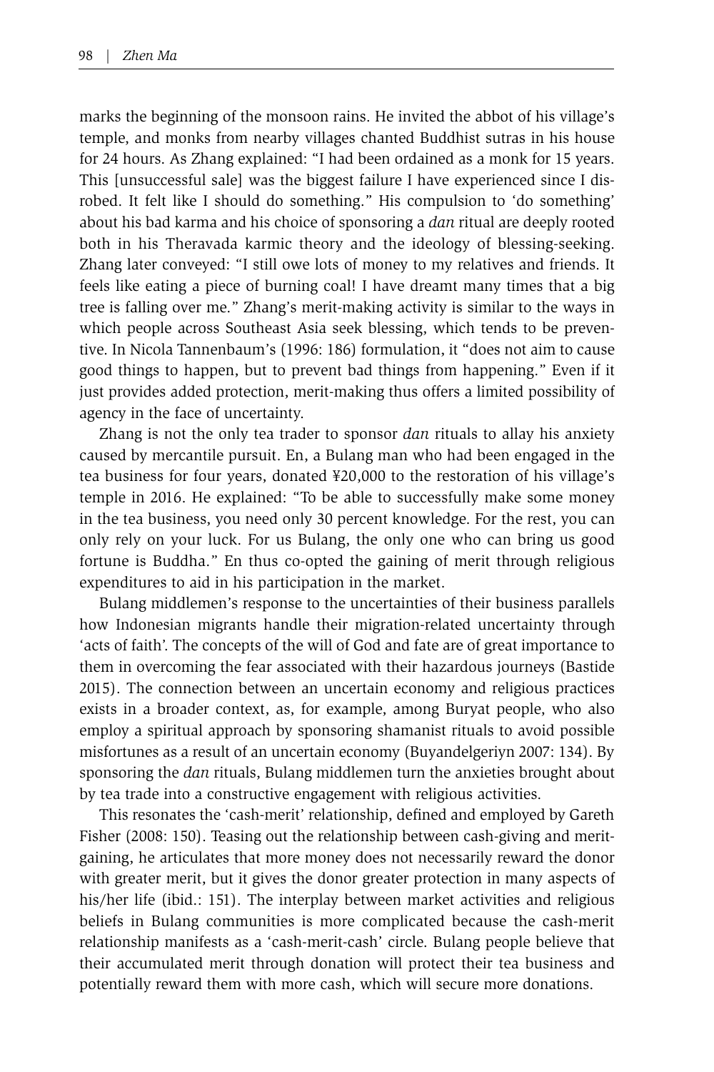marks the beginning of the monsoon rains. He invited the abbot of his village's temple, and monks from nearby villages chanted Buddhist sutras in his house for 24 hours. As Zhang explained: "I had been ordained as a monk for 15 years. This [unsuccessful sale] was the biggest failure I have experienced since I disrobed. It felt like I should do something." His compulsion to 'do something' about his bad karma and his choice of sponsoring a *dan* ritual are deeply rooted both in his Theravada karmic theory and the ideology of blessing-seeking. Zhang later conveyed: "I still owe lots of money to my relatives and friends. It feels like eating a piece of burning coal! I have dreamt many times that a big tree is falling over me." Zhang's merit-making activity is similar to the ways in which people across Southeast Asia seek blessing, which tends to be preventive. In Nicola Tannenbaum's (1996: 186) formulation, it "does not aim to cause good things to happen, but to prevent bad things from happening." Even if it just provides added protection, merit-making thus offers a limited possibility of agency in the face of uncertainty.

Zhang is not the only tea trader to sponsor *dan* rituals to allay his anxiety caused by mercantile pursuit. En, a Bulang man who had been engaged in the tea business for four years, donated ¥20,000 to the restoration of his village's temple in 2016. He explained: "To be able to successfully make some money in the tea business, you need only 30 percent knowledge. For the rest, you can only rely on your luck. For us Bulang, the only one who can bring us good fortune is Buddha." En thus co-opted the gaining of merit through religious expenditures to aid in his participation in the market.

Bulang middlemen's response to the uncertainties of their business parallels how Indonesian migrants handle their migration-related uncertainty through 'acts of faith'. The concepts of the will of God and fate are of great importance to them in overcoming the fear associated with their hazardous journeys (Bastide 2015). The connection between an uncertain economy and religious practices exists in a broader context, as, for example, among Buryat people, who also employ a spiritual approach by sponsoring shamanist rituals to avoid possible misfortunes as a result of an uncertain economy (Buyandelgeriyn 2007: 134). By sponsoring the *dan* rituals, Bulang middlemen turn the anxieties brought about by tea trade into a constructive engagement with religious activities.

This resonates the 'cash-merit' relationship, defined and employed by Gareth Fisher (2008: 150). Teasing out the relationship between cash-giving and merit-gaining, he articulates that more money does not necessarily reward the donor with greater merit, but it gives the donor greater protection in many aspects of his/her life (ibid.: 151). The interplay between market activities and religious beliefs in Bulang communities is more complicated because the cash-merit relationship manifests as a 'cash-merit-cash' circle. Bulang people believe that their accumulated merit through donation will protect their tea business and potentially reward them with more cash, which will secure more donations.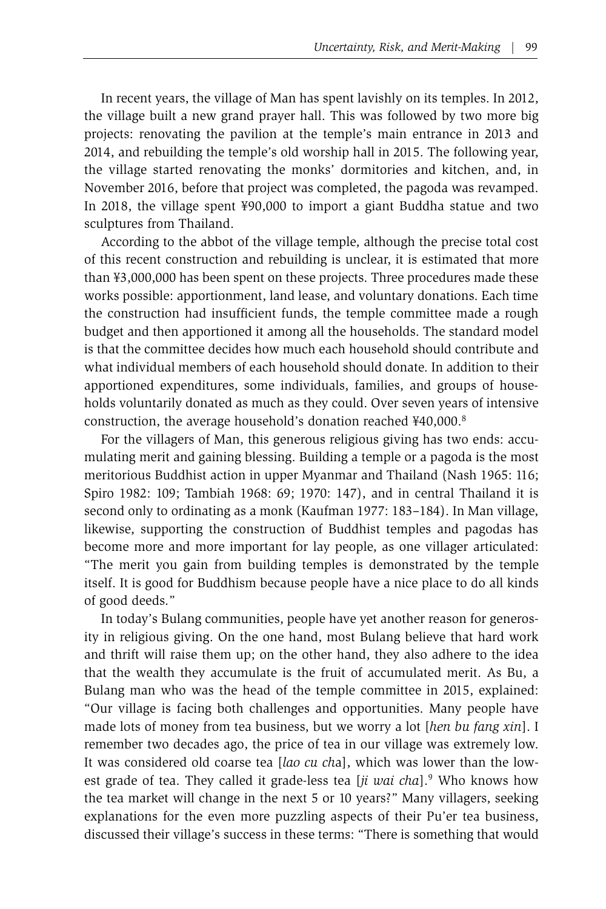In recent years, the village of Man has spent lavishly on its temples. In 2012, the village built a new grand prayer hall. This was followed by two more big projects: renovating the pavilion at the temple's main entrance in 2013 and 2014, and rebuilding the temple's old worship hall in 2015. The following year, the village started renovating the monks' dormitories and kitchen, and, in November 2016, before that project was completed, the pagoda was revamped. In 2018, the village spent ¥90,000 to import a giant Buddha statue and two sculptures from Thailand.

According to the abbot of the village temple, although the precise total cost of this recent construction and rebuilding is unclear, it is estimated that more than ¥3,000,000 has been spent on these projects. Three procedures made these works possible: apportionment, land lease, and voluntary donations. Each time the construction had insufficient funds, the temple committee made a rough budget and then apportioned it among all the households. The standard model is that the committee decides how much each household should contribute and what individual members of each household should donate. In addition to their apportioned expenditures, some individuals, families, and groups of households voluntarily donated as much as they could. Over seven years of intensive construction, the average household's donation reached ¥40,000.[8]

For the villagers of Man, this generous religious giving has two ends: accumulating merit and gaining blessing. Building a temple or a pagoda is the most meritorious Buddhist action in upper Myanmar and Thailand (Nash 1965: 116; Spiro 1982: 109; Tambiah 1968: 69; 1970: 147), and in central Thailand it is second only to ordinating as a monk (Kaufman 1977: 183–184). In Man village, likewise, supporting the construction of Buddhist temples and pagodas has become more and more important for lay people, as one villager articulated: "The merit you gain from building temples is demonstrated by the temple itself. It is good for Buddhism because people have a nice place to do all kinds of good deeds."

In today's Bulang communities, people have yet another reason for generosity in religious giving. On the one hand, most Bulang believe that hard work and thrift will raise them up; on the other hand, they also adhere to the idea that the wealth they accumulate is the fruit of accumulated merit. As Bu, a Bulang man who was the head of the temple committee in 2015, explained: "Our village is facing both challenges and opportunities. Many people have made lots of money from tea business, but we worry a lot [*hen bu fang xin*]. I remember two decades ago, the price of tea in our village was extremely low. It was considered old coarse tea [*lao cu cha*], which was lower than the lowest grade of tea. They called it grade-less tea [*ji wai cha*].[9] Who knows how the tea market will change in the next 5 or 10 years?" Many villagers, seeking explanations for the even more puzzling aspects of their Pu'er tea business, discussed their village's success in these terms: "There is something that would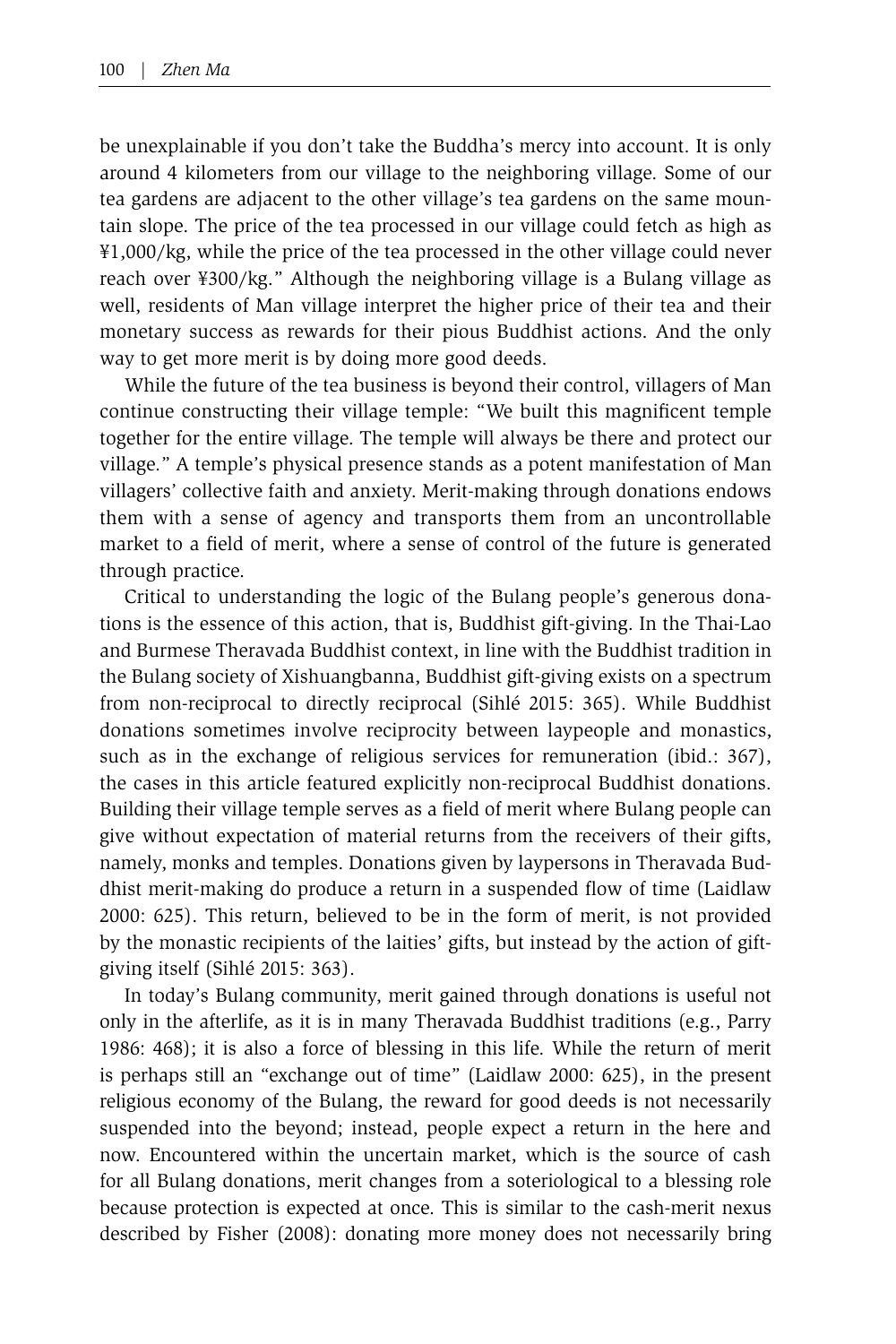be unexplainable if you don't take the Buddha's mercy into account. It is only around 4 kilometers from our village to the neighboring village. Some of our tea gardens are adjacent to the other village's tea gardens on the same mountain slope. The price of the tea processed in our village could fetch as high as ¥1,000/kg, while the price of the tea processed in the other village could never reach over ¥300/kg." Although the neighboring village is a Bulang village as well, residents of Man village interpret the higher price of their tea and their monetary success as rewards for their pious Buddhist actions. And the only way to get more merit is by doing more good deeds.

While the future of the tea business is beyond their control, villagers of Man continue constructing their village temple: "We built this magnificent temple together for the entire village. The temple will always be there and protect our village." A temple's physical presence stands as a potent manifestation of Man villagers' collective faith and anxiety. Merit-making through donations endows them with a sense of agency and transports them from an uncontrollable market to a field of merit, where a sense of control of the future is generated through practice.

Critical to understanding the logic of the Bulang people's generous donations is the essence of this action, that is, Buddhist gift-giving. In the Thai-Lao and Burmese Theravada Buddhist context, in line with the Buddhist tradition in the Bulang society of Xishuangbanna, Buddhist gift-giving exists on a spectrum from non-reciprocal to directly reciprocal (Sihlé 2015: 365). While Buddhist donations sometimes involve reciprocity between laypeople and monastics, such as in the exchange of religious services for remuneration (ibid.: 367), the cases in this article featured explicitly non-reciprocal Buddhist donations. Building their village temple serves as a field of merit where Bulang people can give without expectation of material returns from the receivers of their gifts, namely, monks and temples. Donations given by laypersons in Theravada Buddhist merit-making do produce a return in a suspended flow of time (Laidlaw 2000: 625). This return, believed to be in the form of merit, is not provided by the monastic recipients of the laities' gifts, but instead by the action of gift-giving itself (Sihlé 2015: 363).

In today's Bulang community, merit gained through donations is useful not only in the afterlife, as it is in many Theravada Buddhist traditions (e.g., Parry 1986: 468); it is also a force of blessing in this life. While the return of merit is perhaps still an "exchange out of time" (Laidlaw 2000: 625), in the present religious economy of the Bulang, the reward for good deeds is not necessarily suspended into the beyond; instead, people expect a return in the here and now. Encountered within the uncertain market, which is the source of cash for all Bulang donations, merit changes from a soteriological to a blessing role because protection is expected at once. This is similar to the cash-merit nexus described by Fisher (2008): donating more money does not necessarily bring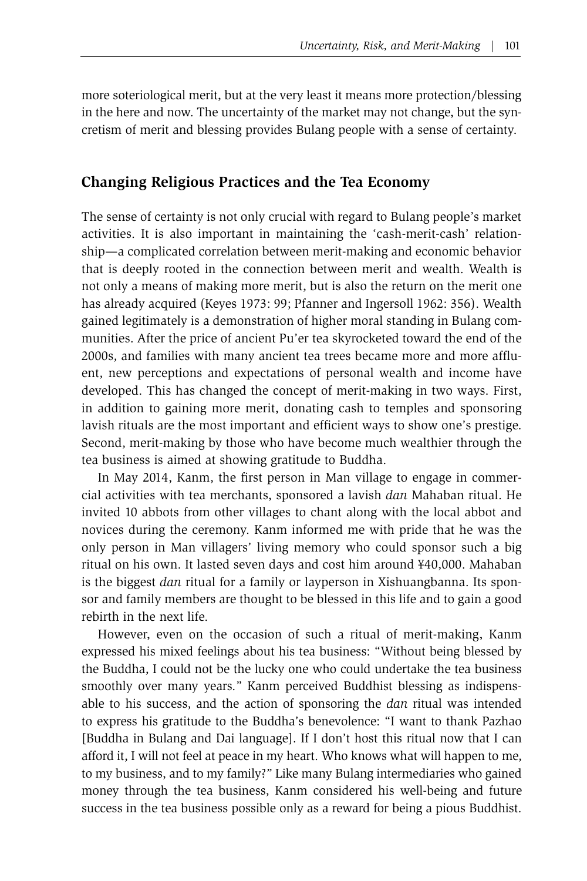more soteriological merit, but at the very least it means more protection/blessing in the here and now. The uncertainty of the market may not change, but the syncretism of merit and blessing provides Bulang people with a sense of certainty.

## Changing Religious Practices and the Tea Economy

The sense of certainty is not only crucial with regard to Bulang people's market activities. It is also important in maintaining the 'cash-merit-cash' relationship—a complicated correlation between merit-making and economic behavior that is deeply rooted in the connection between merit and wealth. Wealth is not only a means of making more merit, but is also the return on the merit one has already acquired (Keyes 1973: 99; Pfanner and Ingersoll 1962: 356). Wealth gained legitimately is a demonstration of higher moral standing in Bulang communities. After the price of ancient Pu'er tea skyrocketed toward the end of the 2000s, and families with many ancient tea trees became more and more affluent, new perceptions and expectations of personal wealth and income have developed. This has changed the concept of merit-making in two ways. First, in addition to gaining more merit, donating cash to temples and sponsoring lavish rituals are the most important and efficient ways to show one's prestige. Second, merit-making by those who have become much wealthier through the tea business is aimed at showing gratitude to Buddha.

In May 2014, Kanm, the first person in Man village to engage in commercial activities with tea merchants, sponsored a lavish *dan* Mahaban ritual. He invited 10 abbots from other villages to chant along with the local abbot and novices during the ceremony. Kanm informed me with pride that he was the only person in Man villagers' living memory who could sponsor such a big ritual on his own. It lasted seven days and cost him around ¥40,000. Mahaban is the biggest *dan* ritual for a family or layperson in Xishuangbanna. Its sponsor and family members are thought to be blessed in this life and to gain a good rebirth in the next life.

However, even on the occasion of such a ritual of merit-making, Kanm expressed his mixed feelings about his tea business: "Without being blessed by the Buddha, I could not be the lucky one who could undertake the tea business smoothly over many years." Kanm perceived Buddhist blessing as indispensable to his success, and the action of sponsoring the *dan* ritual was intended to express his gratitude to the Buddha's benevolence: "I want to thank Pazhao [Buddha in Bulang and Dai language]. If I don't host this ritual now that I can afford it, I will not feel at peace in my heart. Who knows what will happen to me, to my business, and to my family?" Like many Bulang intermediaries who gained money through the tea business, Kanm considered his well-being and future success in the tea business possible only as a reward for being a pious Buddhist.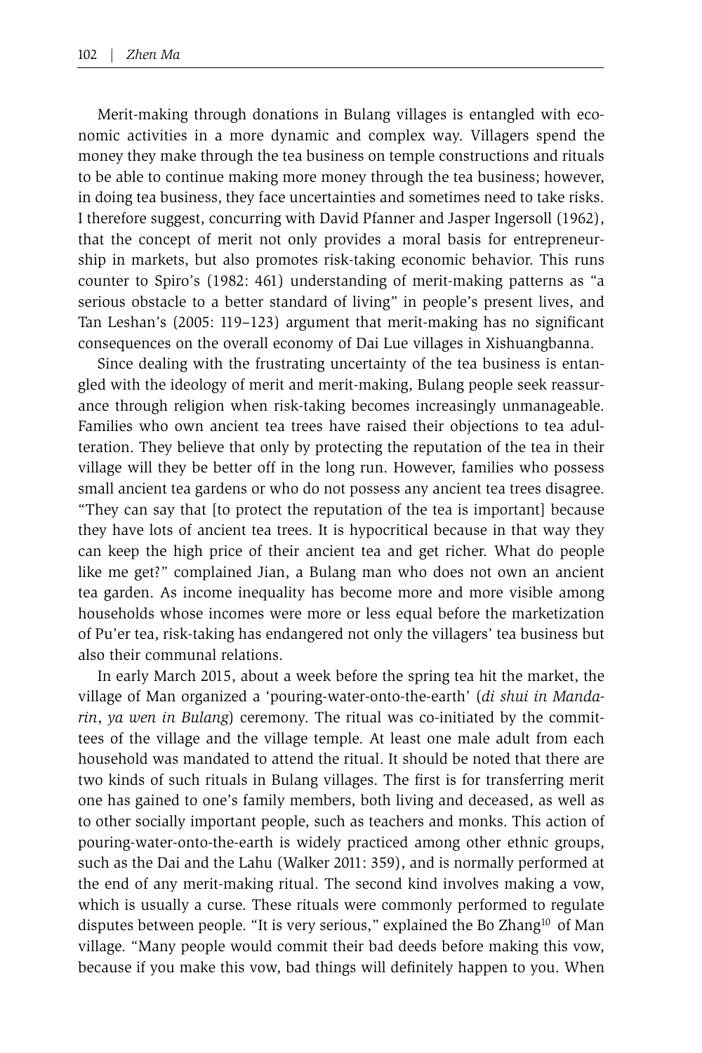Merit-making through donations in Bulang villages is entangled with economic activities in a more dynamic and complex way. Villagers spend the money they make through the tea business on temple constructions and rituals to be able to continue making more money through the tea business; however, in doing tea business, they face uncertainties and sometimes need to take risks. I therefore suggest, concurring with David Pfanner and Jasper Ingersoll (1962), that the concept of merit not only provides a moral basis for entrepreneurship in markets, but also promotes risk-taking economic behavior. This runs counter to Spiro's (1982: 461) understanding of merit-making patterns as "a serious obstacle to a better standard of living" in people's present lives, and Tan Leshan's (2005: 119–123) argument that merit-making has no significant consequences on the overall economy of Dai Lue villages in Xishuangbanna.

Since dealing with the frustrating uncertainty of the tea business is entangled with the ideology of merit and merit-making, Bulang people seek reassurance through religion when risk-taking becomes increasingly unmanageable. Families who own ancient tea trees have raised their objections to tea adulteration. They believe that only by protecting the reputation of the tea in their village will they be better off in the long run. However, families who possess small ancient tea gardens or who do not possess any ancient tea trees disagree. "They can say that [to protect the reputation of the tea is important] because they have lots of ancient tea trees. It is hypocritical because in that way they can keep the high price of their ancient tea and get richer. What do people like me get?" complained Jian, a Bulang man who does not own an ancient tea garden. As income inequality has become more and more visible among households whose incomes were more or less equal before the marketization of Pu'er tea, risk-taking has endangered not only the villagers' tea business but also their communal relations.

In early March 2015, about a week before the spring tea hit the market, the village of Man organized a 'pouring-water-onto-the-earth' (*di shui in Mandarin*, *ya wen in Bulang*) ceremony. The ritual was co-initiated by the committees of the village and the village temple. At least one male adult from each household was mandated to attend the ritual. It should be noted that there are two kinds of such rituals in Bulang villages. The first is for transferring merit one has gained to one's family members, both living and deceased, as well as to other socially important people, such as teachers and monks. This action of pouring-water-onto-the-earth is widely practiced among other ethnic groups, such as the Dai and the Lahu (Walker 2011: 359), and is normally performed at the end of any merit-making ritual. The second kind involves making a vow, which is usually a curse. These rituals were commonly performed to regulate disputes between people. "It is very serious," explained the Bo Zhang[10] of Man village. "Many people would commit their bad deeds before making this vow, because if you make this vow, bad things will definitely happen to you. When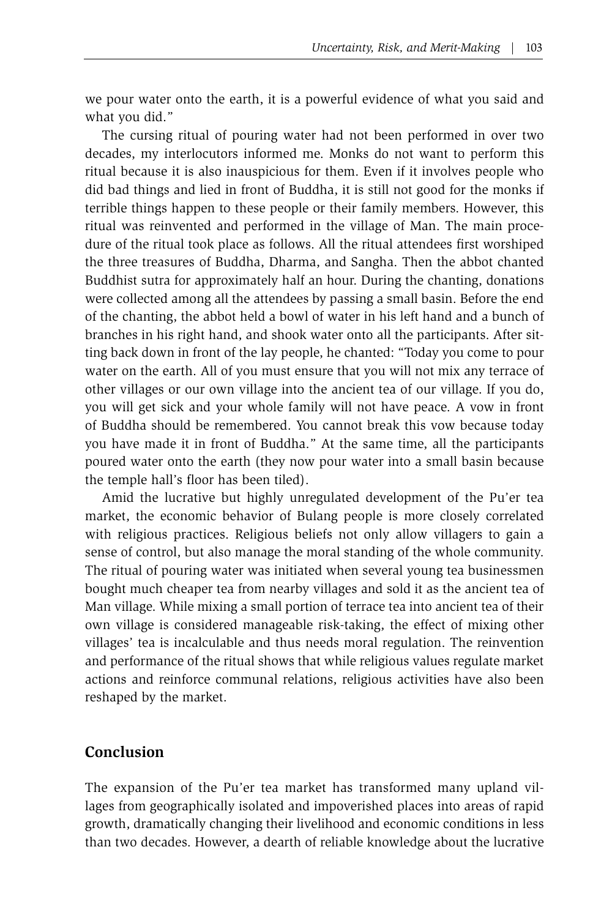we pour water onto the earth, it is a powerful evidence of what you said and what you did."

The cursing ritual of pouring water had not been performed in over two decades, my interlocutors informed me. Monks do not want to perform this ritual because it is also inauspicious for them. Even if it involves people who did bad things and lied in front of Buddha, it is still not good for the monks if terrible things happen to these people or their family members. However, this ritual was reinvented and performed in the village of Man. The main procedure of the ritual took place as follows. All the ritual attendees first worshiped the three treasures of Buddha, Dharma, and Sangha. Then the abbot chanted Buddhist sutra for approximately half an hour. During the chanting, donations were collected among all the attendees by passing a small basin. Before the end of the chanting, the abbot held a bowl of water in his left hand and a bunch of branches in his right hand, and shook water onto all the participants. After sitting back down in front of the lay people, he chanted: "Today you come to pour water on the earth. All of you must ensure that you will not mix any terrace of other villages or our own village into the ancient tea of our village. If you do, you will get sick and your whole family will not have peace. A vow in front of Buddha should be remembered. You cannot break this vow because today you have made it in front of Buddha." At the same time, all the participants poured water onto the earth (they now pour water into a small basin because the temple hall's floor has been tiled).

Amid the lucrative but highly unregulated development of the Pu'er tea market, the economic behavior of Bulang people is more closely correlated with religious practices. Religious beliefs not only allow villagers to gain a sense of control, but also manage the moral standing of the whole community. The ritual of pouring water was initiated when several young tea businessmen bought much cheaper tea from nearby villages and sold it as the ancient tea of Man village. While mixing a small portion of terrace tea into ancient tea of their own village is considered manageable risk-taking, the effect of mixing other villages' tea is incalculable and thus needs moral regulation. The reinvention and performance of the ritual shows that while religious values regulate market actions and reinforce communal relations, religious activities have also been reshaped by the market.

## Conclusion

The expansion of the Pu'er tea market has transformed many upland villages from geographically isolated and impoverished places into areas of rapid growth, dramatically changing their livelihood and economic conditions in less than two decades. However, a dearth of reliable knowledge about the lucrative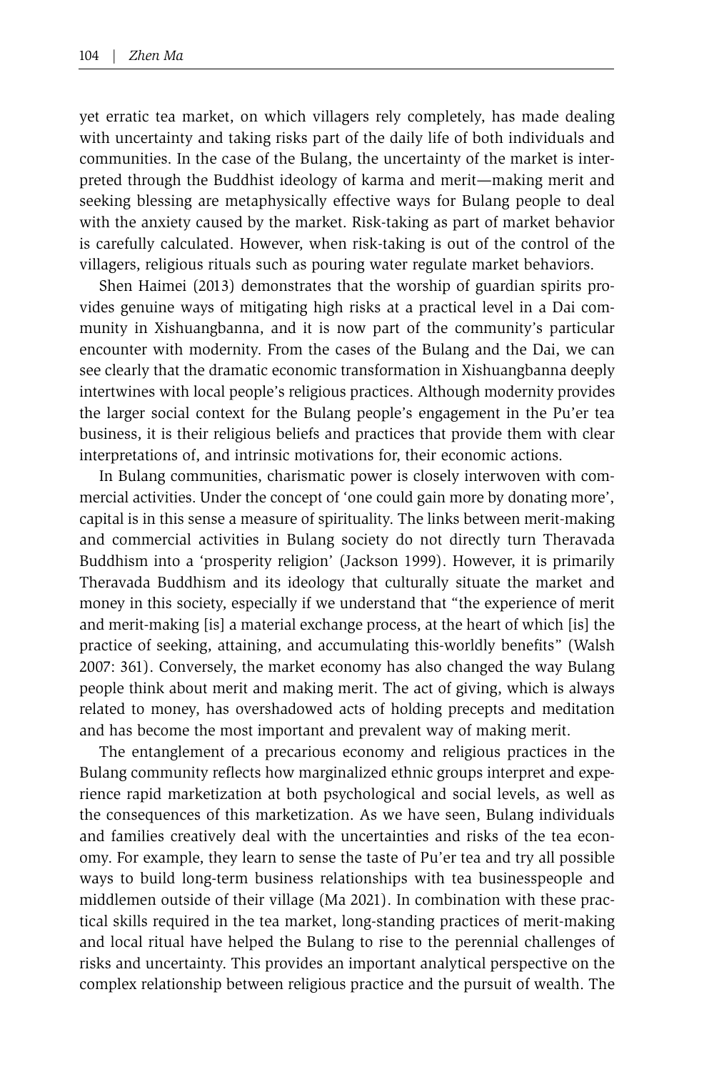yet erratic tea market, on which villagers rely completely, has made dealing with uncertainty and taking risks part of the daily life of both individuals and communities. In the case of the Bulang, the uncertainty of the market is interpreted through the Buddhist ideology of karma and merit—making merit and seeking blessing are metaphysically effective ways for Bulang people to deal with the anxiety caused by the market. Risk-taking as part of market behavior is carefully calculated. However, when risk-taking is out of the control of the villagers, religious rituals such as pouring water regulate market behaviors.

Shen Haimei (2013) demonstrates that the worship of guardian spirits provides genuine ways of mitigating high risks at a practical level in a Dai community in Xishuangbanna, and it is now part of the community's particular encounter with modernity. From the cases of the Bulang and the Dai, we can see clearly that the dramatic economic transformation in Xishuangbanna deeply intertwines with local people's religious practices. Although modernity provides the larger social context for the Bulang people's engagement in the Pu'er tea business, it is their religious beliefs and practices that provide them with clear interpretations of, and intrinsic motivations for, their economic actions.

In Bulang communities, charismatic power is closely interwoven with commercial activities. Under the concept of 'one could gain more by donating more', capital is in this sense a measure of spirituality. The links between merit-making and commercial activities in Bulang society do not directly turn Theravada Buddhism into a 'prosperity religion' (Jackson 1999). However, it is primarily Theravada Buddhism and its ideology that culturally situate the market and money in this society, especially if we understand that "the experience of merit and merit-making [is] a material exchange process, at the heart of which [is] the practice of seeking, attaining, and accumulating this-worldly benefits" (Walsh 2007: 361). Conversely, the market economy has also changed the way Bulang people think about merit and making merit. The act of giving, which is always related to money, has overshadowed acts of holding precepts and meditation and has become the most important and prevalent way of making merit.

The entanglement of a precarious economy and religious practices in the Bulang community reflects how marginalized ethnic groups interpret and experience rapid marketization at both psychological and social levels, as well as the consequences of this marketization. As we have seen, Bulang individuals and families creatively deal with the uncertainties and risks of the tea economy. For example, they learn to sense the taste of Pu'er tea and try all possible ways to build long-term business relationships with tea businesspeople and middlemen outside of their village (Ma 2021). In combination with these practical skills required in the tea market, long-standing practices of merit-making and local ritual have helped the Bulang to rise to the perennial challenges of risks and uncertainty. This provides an important analytical perspective on the complex relationship between religious practice and the pursuit of wealth. The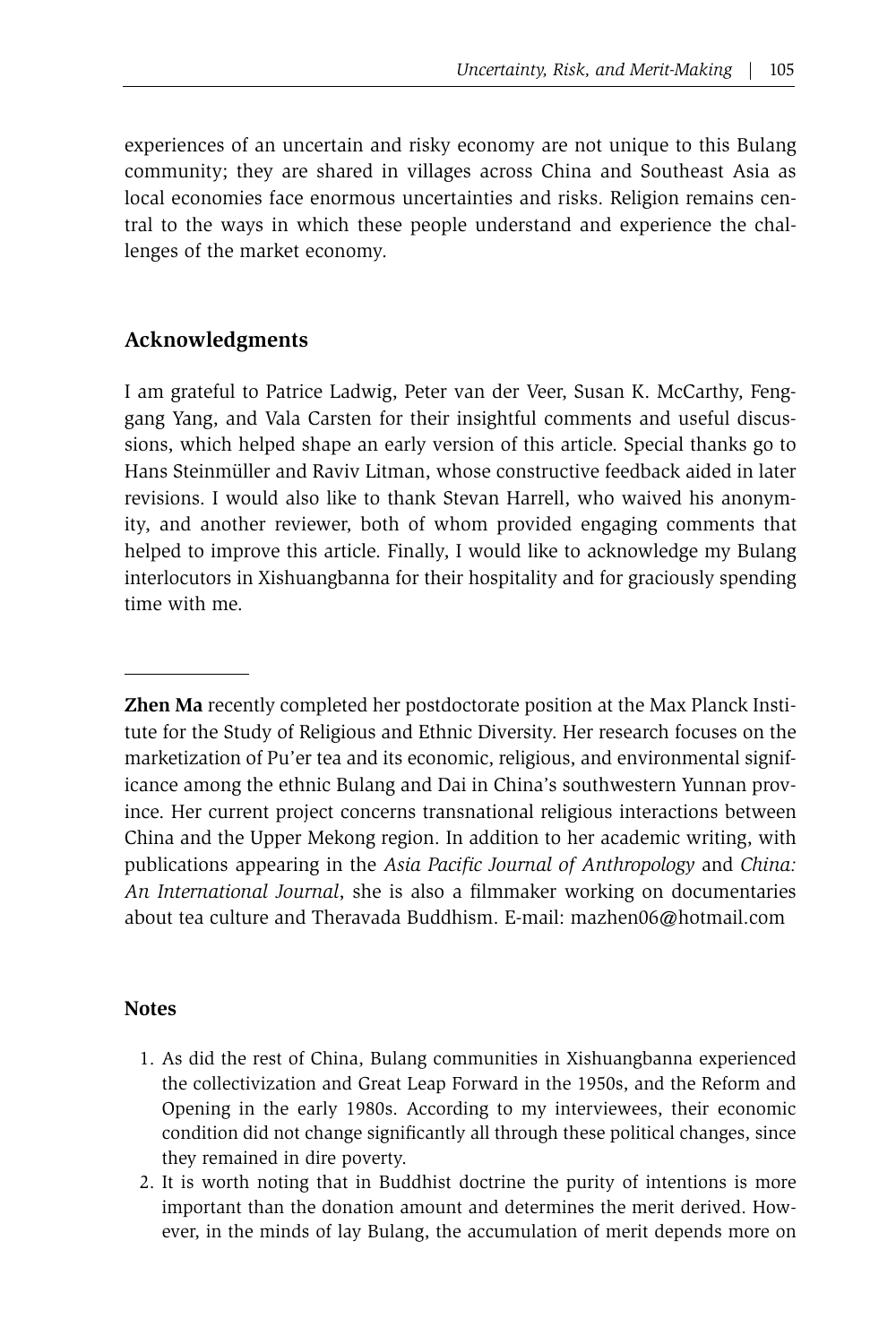experiences of an uncertain and risky economy are not unique to this Bulang community; they are shared in villages across China and Southeast Asia as local economies face enormous uncertainties and risks. Religion remains central to the ways in which these people understand and experience the challenges of the market economy.

## Acknowledgments

I am grateful to Patrice Ladwig, Peter van der Veer, Susan K. McCarthy, Fenggang Yang, and Vala Carsten for their insightful comments and useful discussions, which helped shape an early version of this article. Special thanks go to Hans Steinmüller and Raviv Litman, whose constructive feedback aided in later revisions. I would also like to thank Stevan Harrell, who waived his anonymity, and another reviewer, both of whom provided engaging comments that helped to improve this article. Finally, I would like to acknowledge my Bulang interlocutors in Xishuangbanna for their hospitality and for graciously spending time with me.

---

**Zhen Ma** recently completed her postdoctorate position at the Max Planck Institute for the Study of Religious and Ethnic Diversity. Her research focuses on the marketization of Pu'er tea and its economic, religious, and environmental significance among the ethnic Bulang and Dai in China's southwestern Yunnan province. Her current project concerns transnational religious interactions between China and the Upper Mekong region. In addition to her academic writing, with publications appearing in the *Asia Pacific Journal of Anthropology* and *China: An International Journal*, she is also a filmmaker working on documentaries about tea culture and Theravada Buddhism. E-mail: mazhen06@hotmail.com

### Notes

1. As did the rest of China, Bulang communities in Xishuangbanna experienced the collectivization and Great Leap Forward in the 1950s, and the Reform and Opening in the early 1980s. According to my interviewees, their economic condition did not change significantly all through these political changes, since they remained in dire poverty.
2. It is worth noting that in Buddhist doctrine the purity of intentions is more important than the donation amount and determines the merit derived. However, in the minds of lay Bulang, the accumulation of merit depends more on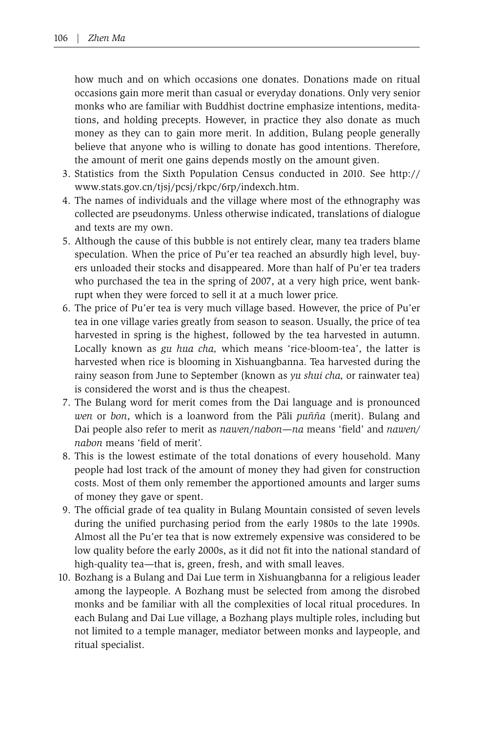how much and on which occasions one donates. Donations made on ritual occasions gain more merit than casual or everyday donations. Only very senior monks who are familiar with Buddhist doctrine emphasize intentions, meditations, and holding precepts. However, in practice they also donate as much money as they can to gain more merit. In addition, Bulang people generally believe that anyone who is willing to donate has good intentions. Therefore, the amount of merit one gains depends mostly on the amount given.

3. Statistics from the Sixth Population Census conducted in 2010. See http://www.stats.gov.cn/tjsj/pcsj/rkpc/6rp/indexch.htm.
4. The names of individuals and the village where most of the ethnography was collected are pseudonyms. Unless otherwise indicated, translations of dialogue and texts are my own.
5. Although the cause of this bubble is not entirely clear, many tea traders blame speculation. When the price of Pu'er tea reached an absurdly high level, buyers unloaded their stocks and disappeared. More than half of Pu'er tea traders who purchased the tea in the spring of 2007, at a very high price, went bankrupt when they were forced to sell it at a much lower price.
6. The price of Pu'er tea is very much village based. However, the price of Pu'er tea in one village varies greatly from season to season. Usually, the price of tea harvested in spring is the highest, followed by the tea harvested in autumn. Locally known as *gu hua cha,* which means 'rice-bloom-tea', the latter is harvested when rice is blooming in Xishuangbanna. Tea harvested during the rainy season from June to September (known as *yu shui cha,* or rainwater tea) is considered the worst and is thus the cheapest.
7. The Bulang word for merit comes from the Dai language and is pronounced *wen* or *bon*, which is a loanword from the Pāli *puñña* (merit). Bulang and Dai people also refer to merit as *nawen*/*nabon*—*na* means 'field' and *nawen/nabon* means 'field of merit'.
8. This is the lowest estimate of the total donations of every household. Many people had lost track of the amount of money they had given for construction costs. Most of them only remember the apportioned amounts and larger sums of money they gave or spent.
9. The official grade of tea quality in Bulang Mountain consisted of seven levels during the unified purchasing period from the early 1980s to the late 1990s. Almost all the Pu'er tea that is now extremely expensive was considered to be low quality before the early 2000s, as it did not fit into the national standard of high-quality tea—that is, green, fresh, and with small leaves.
10. Bozhang is a Bulang and Dai Lue term in Xishuangbanna for a religious leader among the laypeople. A Bozhang must be selected from among the disrobed monks and be familiar with all the complexities of local ritual procedures. In each Bulang and Dai Lue village, a Bozhang plays multiple roles, including but not limited to a temple manager, mediator between monks and laypeople, and ritual specialist.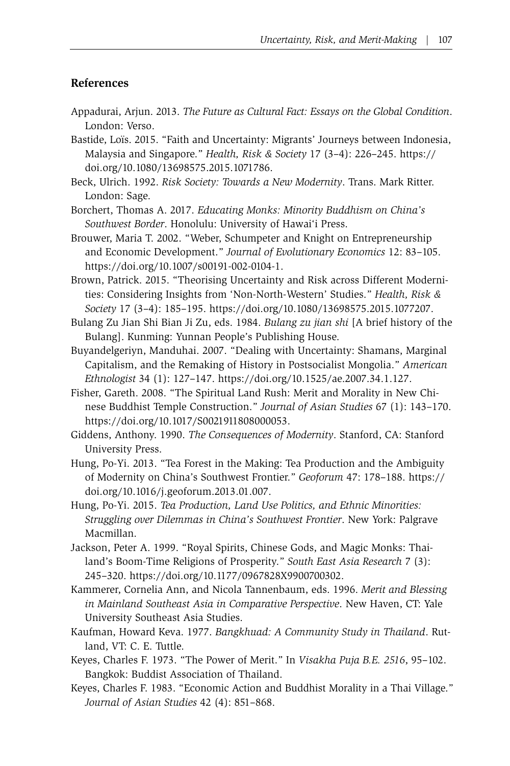## References

Appadurai, Arjun. 2013. *The Future as Cultural Fact: Essays on the Global Condition*. London: Verso.

Bastide, Loïs. 2015. "Faith and Uncertainty: Migrants' Journeys between Indonesia, Malaysia and Singapore." *Health, Risk & Society* 17 (3–4): 226–245. https://doi.org/10.1080/13698575.2015.1071786.

Beck, Ulrich. 1992. *Risk Society: Towards a New Modernity*. Trans. Mark Ritter. London: Sage.

Borchert, Thomas A. 2017. *Educating Monks: Minority Buddhism on China's Southwest Border*. Honolulu: University of Hawai'i Press.

Brouwer, Maria T. 2002. "Weber, Schumpeter and Knight on Entrepreneurship and Economic Development." *Journal of Evolutionary Economics* 12: 83–105. https://doi.org/10.1007/s00191-002-0104-1.

Brown, Patrick. 2015. "Theorising Uncertainty and Risk across Different Modernities: Considering Insights from 'Non-North-Western' Studies." *Health, Risk & Society* 17 (3–4): 185–195. https://doi.org/10.1080/13698575.2015.1077207.

Bulang Zu Jian Shi Bian Ji Zu, eds. 1984. *Bulang zu jian shi* [A brief history of the Bulang]. Kunming: Yunnan People's Publishing House.

Buyandelgeriyn, Manduhai. 2007. "Dealing with Uncertainty: Shamans, Marginal Capitalism, and the Remaking of History in Postsocialist Mongolia." *American Ethnologist* 34 (1): 127–147. https://doi.org/10.1525/ae.2007.34.1.127.

Fisher, Gareth. 2008. "The Spiritual Land Rush: Merit and Morality in New Chinese Buddhist Temple Construction." *Journal of Asian Studies* 67 (1): 143–170. https://doi.org/10.1017/S0021911808000053.

Giddens, Anthony. 1990. *The Consequences of Modernity*. Stanford, CA: Stanford University Press.

Hung, Po-Yi. 2013. "Tea Forest in the Making: Tea Production and the Ambiguity of Modernity on China's Southwest Frontier." *Geoforum* 47: 178–188. https://doi.org/10.1016/j.geoforum.2013.01.007.

Hung, Po-Yi. 2015. *Tea Production, Land Use Politics, and Ethnic Minorities: Struggling over Dilemmas in China's Southwest Frontier*. New York: Palgrave Macmillan.

Jackson, Peter A. 1999. "Royal Spirits, Chinese Gods, and Magic Monks: Thailand's Boom-Time Religions of Prosperity." *South East Asia Research* 7 (3): 245–320. https://doi.org/10.1177/0967828X9900700302.

Kammerer, Cornelia Ann, and Nicola Tannenbaum, eds. 1996. *Merit and Blessing in Mainland Southeast Asia in Comparative Perspective*. New Haven, CT: Yale University Southeast Asia Studies.

Kaufman, Howard Keva. 1977. *Bangkhuad: A Community Study in Thailand*. Rutland, VT: C. E. Tuttle.

Keyes, Charles F. 1973. "The Power of Merit." In *Visakha Puja B.E. 2516*, 95–102. Bangkok: Buddist Association of Thailand.

Keyes, Charles F. 1983. "Economic Action and Buddhist Morality in a Thai Village." *Journal of Asian Studies* 42 (4): 851–868.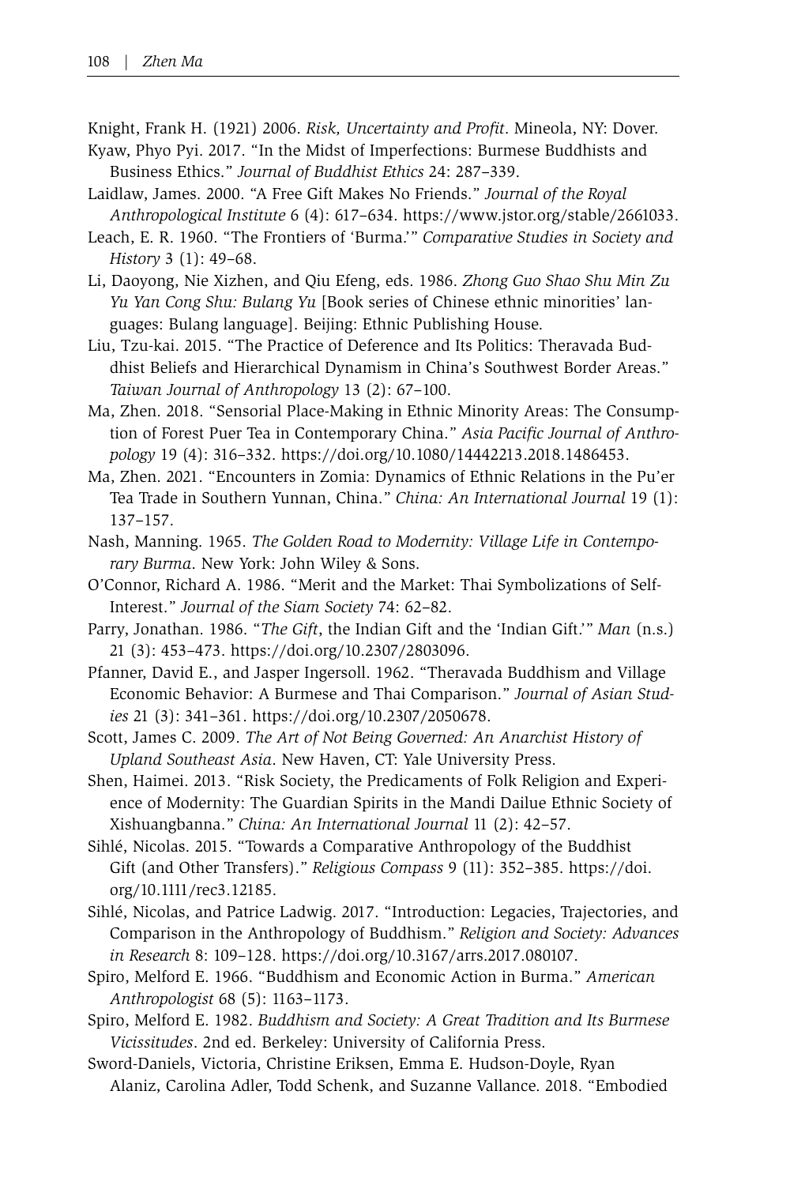Knight, Frank H. (1921) 2006. *Risk, Uncertainty and Profit*. Mineola, NY: Dover.

Kyaw, Phyo Pyi. 2017. "In the Midst of Imperfections: Burmese Buddhists and Business Ethics." *Journal of Buddhist Ethics* 24: 287–339.

Laidlaw, James. 2000. "A Free Gift Makes No Friends." *Journal of the Royal Anthropological Institute* 6 (4): 617–634. https://www.jstor.org/stable/2661033.

Leach, E. R. 1960. "The Frontiers of 'Burma.'" *Comparative Studies in Society and History* 3 (1): 49–68.

Li, Daoyong, Nie Xizhen, and Qiu Efeng, eds. 1986. *Zhong Guo Shao Shu Min Zu Yu Yan Cong Shu: Bulang Yu* [Book series of Chinese ethnic minorities' languages: Bulang language]. Beijing: Ethnic Publishing House.

Liu, Tzu-kai. 2015. "The Practice of Deference and Its Politics: Theravada Buddhist Beliefs and Hierarchical Dynamism in China's Southwest Border Areas." *Taiwan Journal of Anthropology* 13 (2): 67–100.

Ma, Zhen. 2018. "Sensorial Place-Making in Ethnic Minority Areas: The Consumption of Forest Puer Tea in Contemporary China." *Asia Pacific Journal of Anthropology* 19 (4): 316–332. https://doi.org/10.1080/14442213.2018.1486453.

Ma, Zhen. 2021. "Encounters in Zomia: Dynamics of Ethnic Relations in the Pu'er Tea Trade in Southern Yunnan, China." *China: An International Journal* 19 (1): 137–157.

Nash, Manning. 1965. *The Golden Road to Modernity: Village Life in Contemporary Burma*. New York: John Wiley & Sons.

O'Connor, Richard A. 1986. "Merit and the Market: Thai Symbolizations of Self-Interest." *Journal of the Siam Society* 74: 62–82.

Parry, Jonathan. 1986. "*The Gift*, the Indian Gift and the 'Indian Gift.'" *Man* (n.s.) 21 (3): 453–473. https://doi.org/10.2307/2803096.

Pfanner, David E., and Jasper Ingersoll. 1962. "Theravada Buddhism and Village Economic Behavior: A Burmese and Thai Comparison." *Journal of Asian Studies* 21 (3): 341–361. https://doi.org/10.2307/2050678.

Scott, James C. 2009. *The Art of Not Being Governed: An Anarchist History of Upland Southeast Asia*. New Haven, CT: Yale University Press.

Shen, Haimei. 2013. "Risk Society, the Predicaments of Folk Religion and Experience of Modernity: The Guardian Spirits in the Mandi Dailue Ethnic Society of Xishuangbanna." *China: An International Journal* 11 (2): 42–57.

Sihlé, Nicolas. 2015. "Towards a Comparative Anthropology of the Buddhist Gift (and Other Transfers)." *Religious Compass* 9 (11): 352–385. https://doi.org/10.1111/rec3.12185.

Sihlé, Nicolas, and Patrice Ladwig. 2017. "Introduction: Legacies, Trajectories, and Comparison in the Anthropology of Buddhism." *Religion and Society: Advances in Research* 8: 109–128. https://doi.org/10.3167/arrs.2017.080107.

Spiro, Melford E. 1966. "Buddhism and Economic Action in Burma." *American Anthropologist* 68 (5): 1163–1173.

Spiro, Melford E. 1982. *Buddhism and Society: A Great Tradition and Its Burmese Vicissitudes*. 2nd ed. Berkeley: University of California Press.

Sword-Daniels, Victoria, Christine Eriksen, Emma E. Hudson-Doyle, Ryan Alaniz, Carolina Adler, Todd Schenk, and Suzanne Vallance. 2018. "Embodied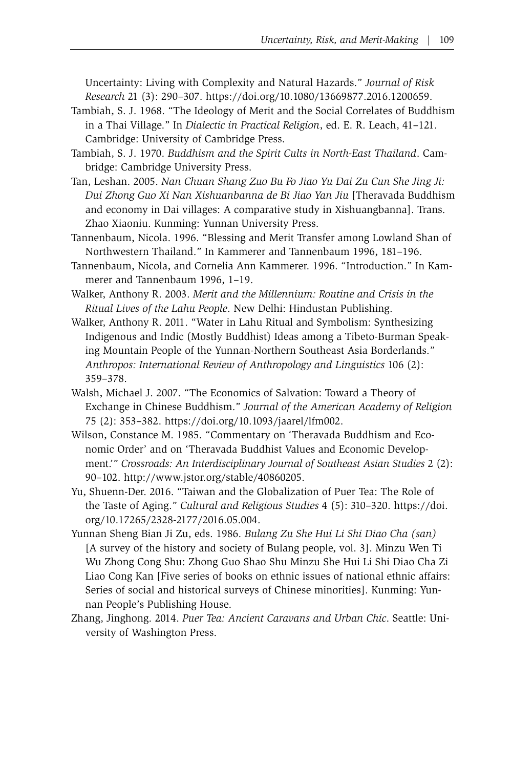Uncertainty: Living with Complexity and Natural Hazards." *Journal of Risk Research* 21 (3): 290–307. https://doi.org/10.1080/13669877.2016.1200659.

Tambiah, S. J. 1968. "The Ideology of Merit and the Social Correlates of Buddhism in a Thai Village." In *Dialectic in Practical Religion*, ed. E. R. Leach, 41–121. Cambridge: University of Cambridge Press.

Tambiah, S. J. 1970. *Buddhism and the Spirit Cults in North-East Thailand*. Cambridge: Cambridge University Press.

Tan, Leshan. 2005. *Nan Chuan Shang Zuo Bu Fo Jiao Yu Dai Zu Cun She Jing Ji: Dui Zhong Guo Xi Nan Xishuanbanna de Bi Jiao Yan Jiu* [Theravada Buddhism and economy in Dai villages: A comparative study in Xishuangbanna]. Trans. Zhao Xiaoniu. Kunming: Yunnan University Press.

Tannenbaum, Nicola. 1996. "Blessing and Merit Transfer among Lowland Shan of Northwestern Thailand." In Kammerer and Tannenbaum 1996, 181–196.

Tannenbaum, Nicola, and Cornelia Ann Kammerer. 1996. "Introduction." In Kammerer and Tannenbaum 1996, 1–19.

Walker, Anthony R. 2003. *Merit and the Millennium: Routine and Crisis in the Ritual Lives of the Lahu People*. New Delhi: Hindustan Publishing.

Walker, Anthony R. 2011. "Water in Lahu Ritual and Symbolism: Synthesizing Indigenous and Indic (Mostly Buddhist) Ideas among a Tibeto-Burman Speaking Mountain People of the Yunnan-Northern Southeast Asia Borderlands." *Anthropos: International Review of Anthropology and Linguistics* 106 (2): 359–378.

Walsh, Michael J. 2007. "The Economics of Salvation: Toward a Theory of Exchange in Chinese Buddhism." *Journal of the American Academy of Religion* 75 (2): 353–382. https://doi.org/10.1093/jaarel/lfm002.

Wilson, Constance M. 1985. "Commentary on 'Theravada Buddhism and Economic Order' and on 'Theravada Buddhist Values and Economic Development.'" *Crossroads: An Interdisciplinary Journal of Southeast Asian Studies* 2 (2): 90–102. http://www.jstor.org/stable/40860205.

Yu, Shuenn-Der. 2016. "Taiwan and the Globalization of Puer Tea: The Role of the Taste of Aging." *Cultural and Religious Studies* 4 (5): 310–320. https://doi.org/10.17265/2328-2177/2016.05.004.

Yunnan Sheng Bian Ji Zu, eds. 1986. *Bulang Zu She Hui Li Shi Diao Cha (san)* [A survey of the history and society of Bulang people, vol. 3]. Minzu Wen Ti Wu Zhong Cong Shu: Zhong Guo Shao Shu Minzu She Hui Li Shi Diao Cha Zi Liao Cong Kan [Five series of books on ethnic issues of national ethnic affairs: Series of social and historical surveys of Chinese minorities]. Kunming: Yunnan People's Publishing House.

Zhang, Jinghong. 2014. *Puer Tea: Ancient Caravans and Urban Chic*. Seattle: University of Washington Press.